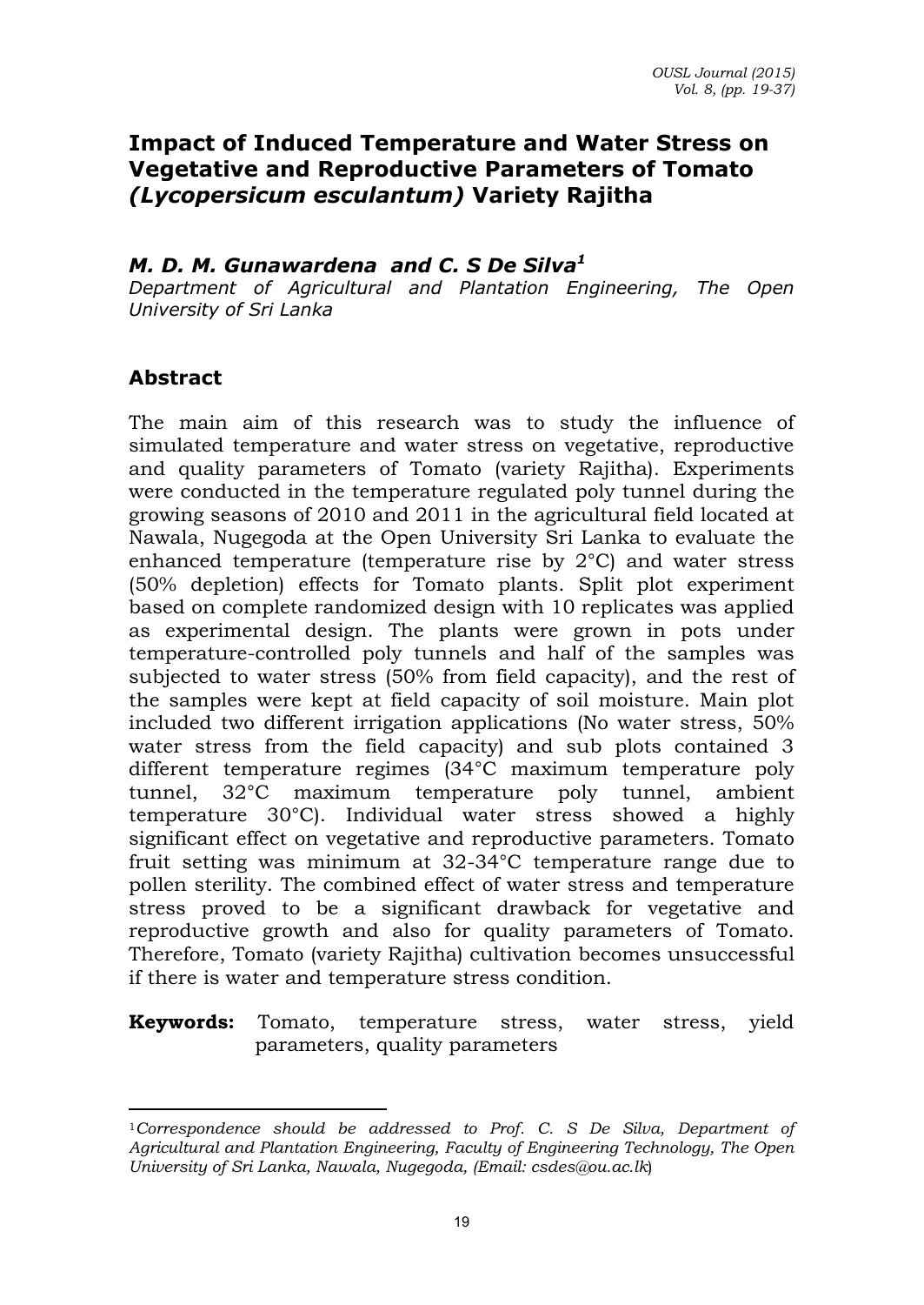# Impact of Induced Temperature and Water Stress on Vegetative and Reproductive Parameters of Tomato *(Lycopersicum esculantum)* Variety Rajitha

### *M. D. M. Gunawardena and C. S De Silva[1]*

*Department of Agricultural and Plantation Engineering, The Open University of Sri Lanka*

## Abstract

The main aim of this research was to study the influence of simulated temperature and water stress on vegetative, reproductive and quality parameters of Tomato (variety Rajitha). Experiments were conducted in the temperature regulated poly tunnel during the growing seasons of 2010 and 2011 in the agricultural field located at Nawala, Nugegoda at the Open University Sri Lanka to evaluate the enhanced temperature (temperature rise by 2°C) and water stress (50% depletion) effects for Tomato plants. Split plot experiment based on complete randomized design with 10 replicates was applied as experimental design. The plants were grown in pots under temperature-controlled poly tunnels and half of the samples was subjected to water stress (50% from field capacity), and the rest of the samples were kept at field capacity of soil moisture. Main plot included two different irrigation applications (No water stress, 50% water stress from the field capacity) and sub plots contained 3 different temperature regimes (34°C maximum temperature poly tunnel, 32°C maximum temperature poly tunnel, ambient temperature 30°C). Individual water stress showed a highly significant effect on vegetative and reproductive parameters. Tomato fruit setting was minimum at 32-34°C temperature range due to pollen sterility. The combined effect of water stress and temperature stress proved to be a significant drawback for vegetative and reproductive growth and also for quality parameters of Tomato. Therefore, Tomato (variety Rajitha) cultivation becomes unsuccessful if there is water and temperature stress condition.

**Keywords:** Tomato, temperature stress, water stress, yield parameters, quality parameters

---

[1] *Correspondence should be addressed to Prof. C. S De Silva, Department of Agricultural and Plantation Engineering, Faculty of Engineering Technology, The Open University of Sri Lanka, Nawala, Nugegoda, (Email: csdes@ou.ac.lk)*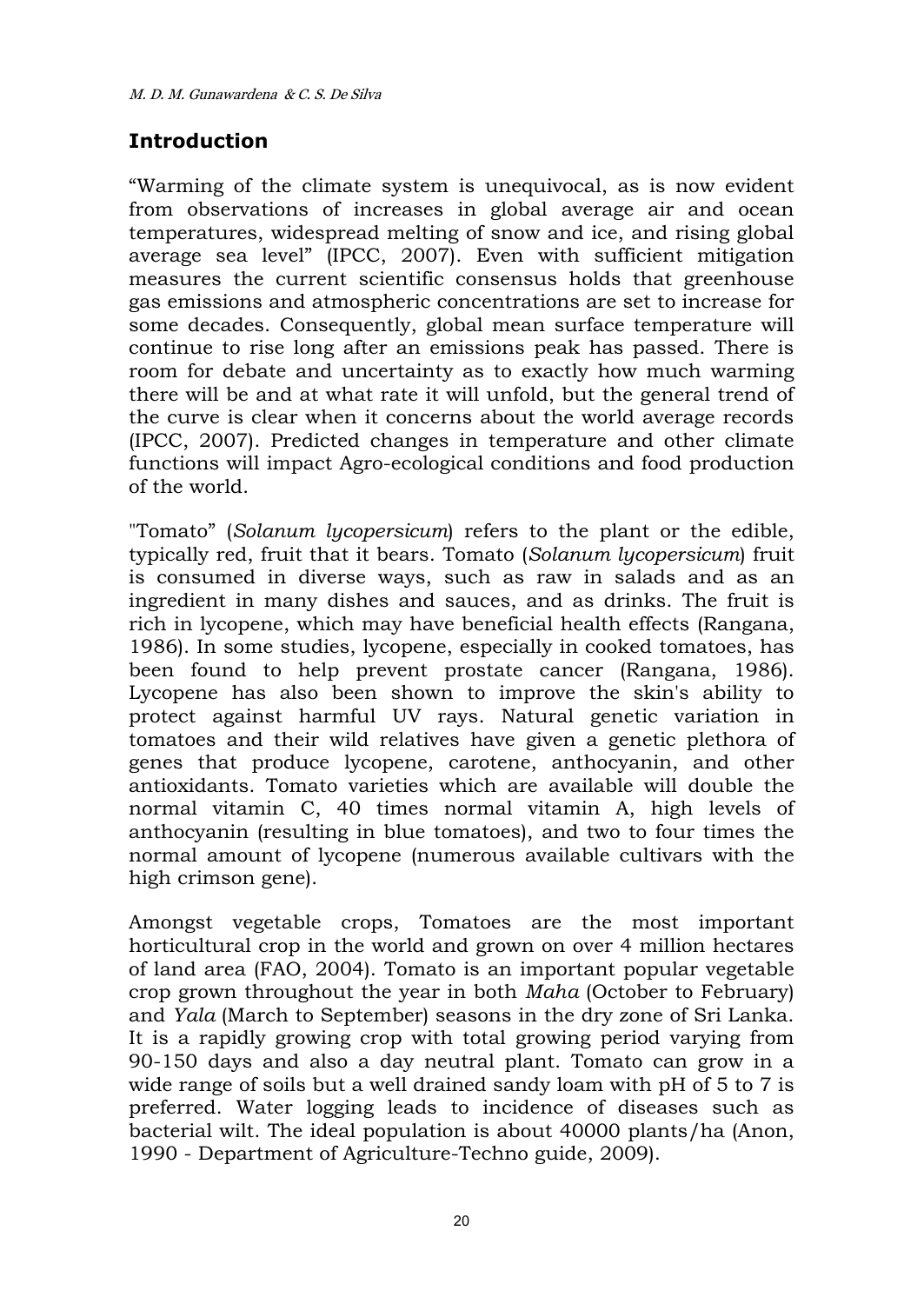## Introduction

"Warming of the climate system is unequivocal, as is now evident from observations of increases in global average air and ocean temperatures, widespread melting of snow and ice, and rising global average sea level" (IPCC, 2007). Even with sufficient mitigation measures the current scientific consensus holds that greenhouse gas emissions and atmospheric concentrations are set to increase for some decades. Consequently, global mean surface temperature will continue to rise long after an emissions peak has passed. There is room for debate and uncertainty as to exactly how much warming there will be and at what rate it will unfold, but the general trend of the curve is clear when it concerns about the world average records (IPCC, 2007). Predicted changes in temperature and other climate functions will impact Agro-ecological conditions and food production of the world.

"Tomato" (*Solanum lycopersicum*) refers to the plant or the edible, typically red, fruit that it bears. Tomato (*Solanum lycopersicum*) fruit is consumed in diverse ways, such as raw in salads and as an ingredient in many dishes and sauces, and as drinks. The fruit is rich in lycopene, which may have beneficial health effects (Rangana, 1986). In some studies, lycopene, especially in cooked tomatoes, has been found to help prevent prostate cancer (Rangana, 1986). Lycopene has also been shown to improve the skin's ability to protect against harmful UV rays. Natural genetic variation in tomatoes and their wild relatives have given a genetic plethora of genes that produce lycopene, carotene, anthocyanin, and other antioxidants. Tomato varieties which are available will double the normal vitamin C, 40 times normal vitamin A, high levels of anthocyanin (resulting in blue tomatoes), and two to four times the normal amount of lycopene (numerous available cultivars with the high crimson gene).

Amongst vegetable crops, Tomatoes are the most important horticultural crop in the world and grown on over 4 million hectares of land area (FAO, 2004). Tomato is an important popular vegetable crop grown throughout the year in both *Maha* (October to February) and *Yala* (March to September) seasons in the dry zone of Sri Lanka. It is a rapidly growing crop with total growing period varying from 90-150 days and also a day neutral plant. Tomato can grow in a wide range of soils but a well drained sandy loam with pH of 5 to 7 is preferred. Water logging leads to incidence of diseases such as bacterial wilt. The ideal population is about 40000 plants/ha (Anon, 1990 - Department of Agriculture-Techno guide, 2009).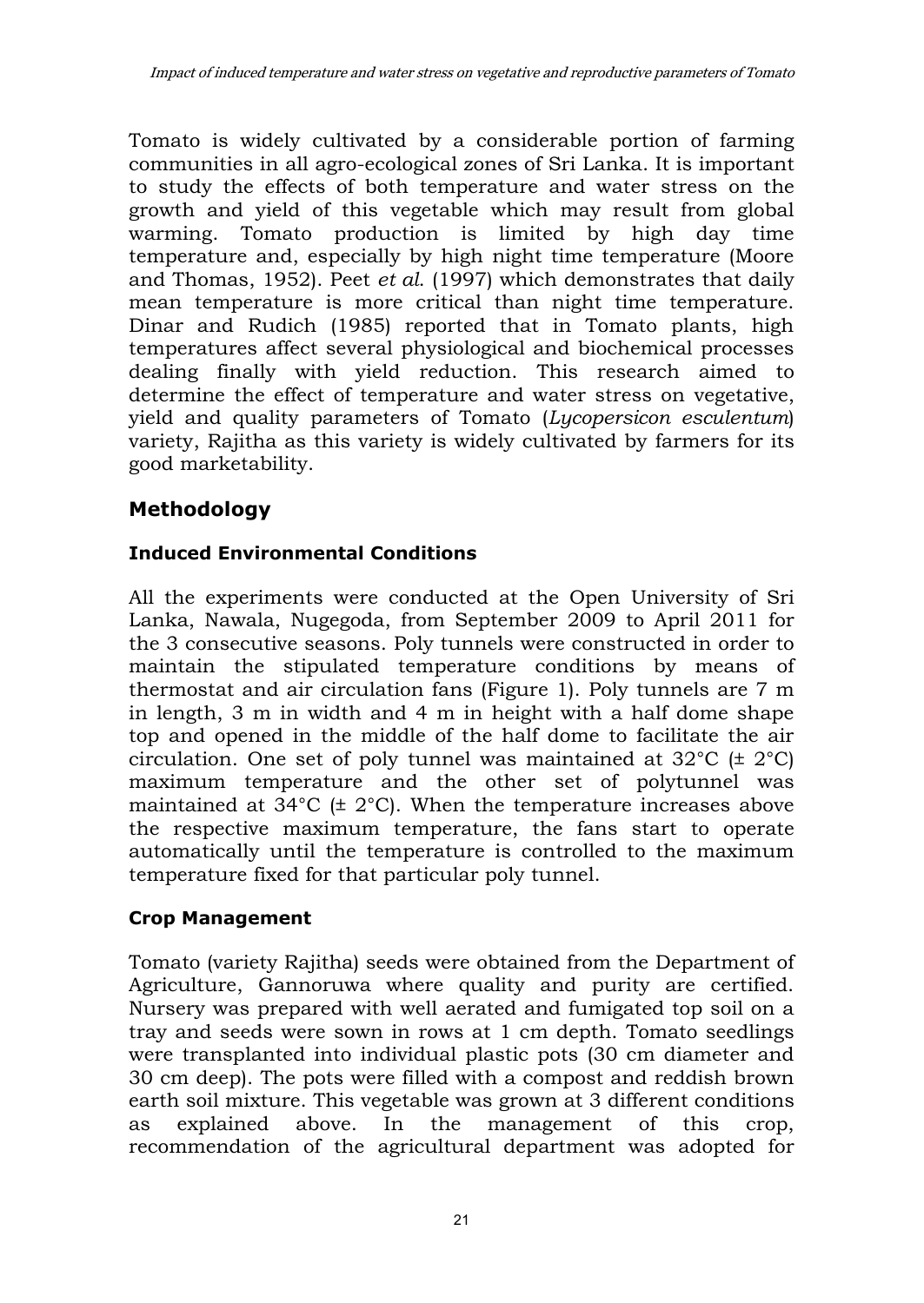Tomato is widely cultivated by a considerable portion of farming communities in all agro-ecological zones of Sri Lanka. It is important to study the effects of both temperature and water stress on the growth and yield of this vegetable which may result from global warming. Tomato production is limited by high day time temperature and, especially by high night time temperature (Moore and Thomas, 1952). Peet *et al*. (1997) which demonstrates that daily mean temperature is more critical than night time temperature. Dinar and Rudich (1985) reported that in Tomato plants, high temperatures affect several physiological and biochemical processes dealing finally with yield reduction. This research aimed to determine the effect of temperature and water stress on vegetative, yield and quality parameters of Tomato (*Lycopersicon esculentum*) variety, Rajitha as this variety is widely cultivated by farmers for its good marketability.

## Methodology

### Induced Environmental Conditions

All the experiments were conducted at the Open University of Sri Lanka, Nawala, Nugegoda, from September 2009 to April 2011 for the 3 consecutive seasons. Poly tunnels were constructed in order to maintain the stipulated temperature conditions by means of thermostat and air circulation fans (Figure 1). Poly tunnels are 7 m in length, 3 m in width and 4 m in height with a half dome shape top and opened in the middle of the half dome to facilitate the air circulation. One set of poly tunnel was maintained at 32°C (± 2°C) maximum temperature and the other set of polytunnel was maintained at 34°C (± 2°C). When the temperature increases above the respective maximum temperature, the fans start to operate automatically until the temperature is controlled to the maximum temperature fixed for that particular poly tunnel.

### Crop Management

Tomato (variety Rajitha) seeds were obtained from the Department of Agriculture, Gannoruwa where quality and purity are certified. Nursery was prepared with well aerated and fumigated top soil on a tray and seeds were sown in rows at 1 cm depth. Tomato seedlings were transplanted into individual plastic pots (30 cm diameter and 30 cm deep). The pots were filled with a compost and reddish brown earth soil mixture. This vegetable was grown at 3 different conditions as explained above. In the management of this crop, recommendation of the agricultural department was adopted for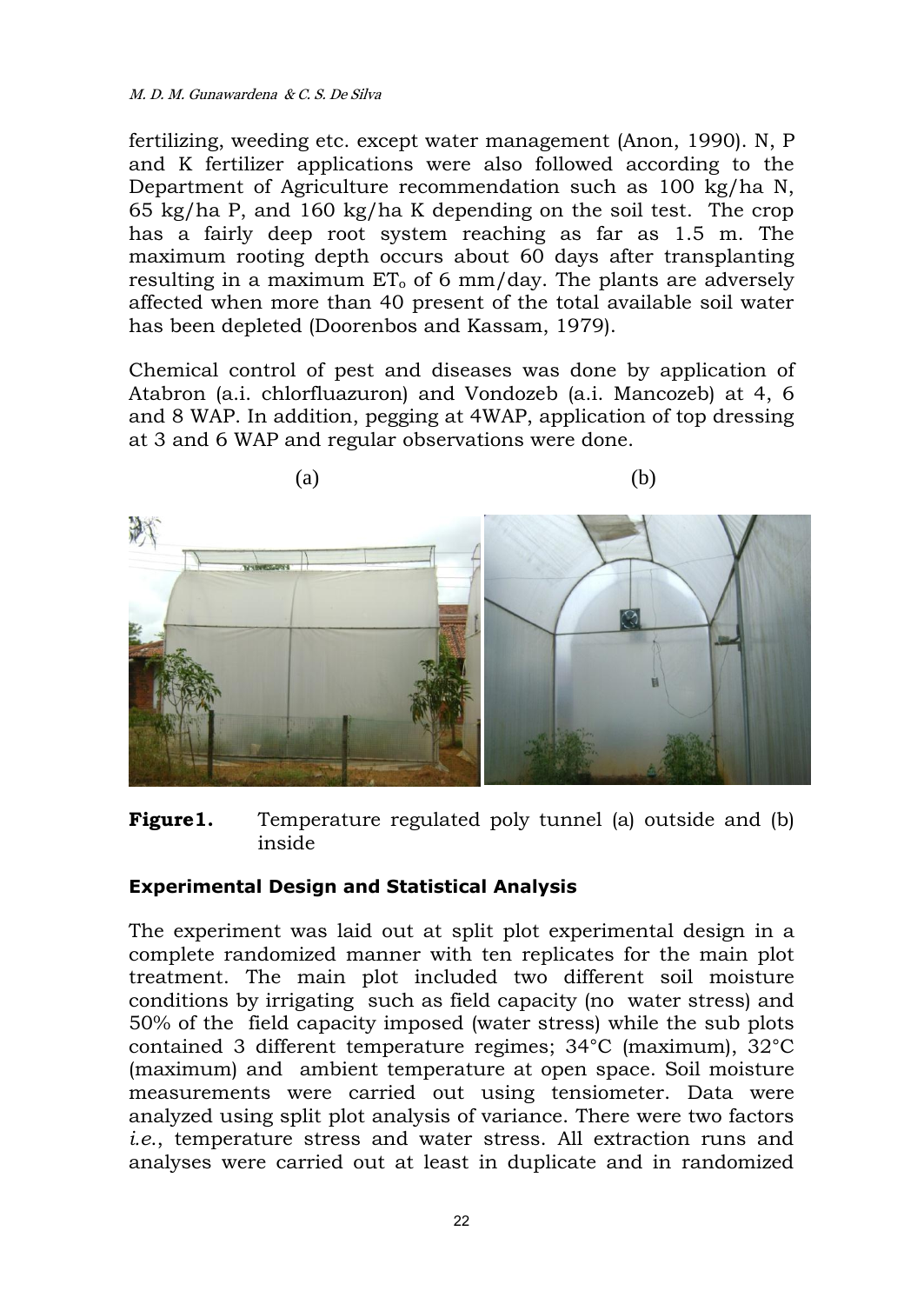fertilizing, weeding etc. except water management (Anon, 1990). N, P and K fertilizer applications were also followed according to the Department of Agriculture recommendation such as 100 kg/ha N, 65 kg/ha P, and 160 kg/ha K depending on the soil test. The crop has a fairly deep root system reaching as far as 1.5 m. The maximum rooting depth occurs about 60 days after transplanting resulting in a maximum $ET_o$ of 6 mm/day. The plants are adversely affected when more than 40 present of the total available soil water has been depleted (Doorenbos and Kassam, 1979).

Chemical control of pest and diseases was done by application of Atabron (a.i. chlorfluazuron) and Vondozeb (a.i. Mancozeb) at 4, 6 and 8 WAP. In addition, pegging at 4WAP, application of top dressing at 3 and 6 WAP and regular observations were done.

(a) (b)

**Figure1.** Temperature regulated poly tunnel (a) outside and (b) inside

### Experimental Design and Statistical Analysis

The experiment was laid out at split plot experimental design in a complete randomized manner with ten replicates for the main plot treatment. The main plot included two different soil moisture conditions by irrigating such as field capacity (no water stress) and 50% of the field capacity imposed (water stress) while the sub plots contained 3 different temperature regimes; 34°C (maximum), 32°C (maximum) and ambient temperature at open space. Soil moisture measurements were carried out using tensiometer. Data were analyzed using split plot analysis of variance. There were two factors *i.e.*, temperature stress and water stress. All extraction runs and analyses were carried out at least in duplicate and in randomized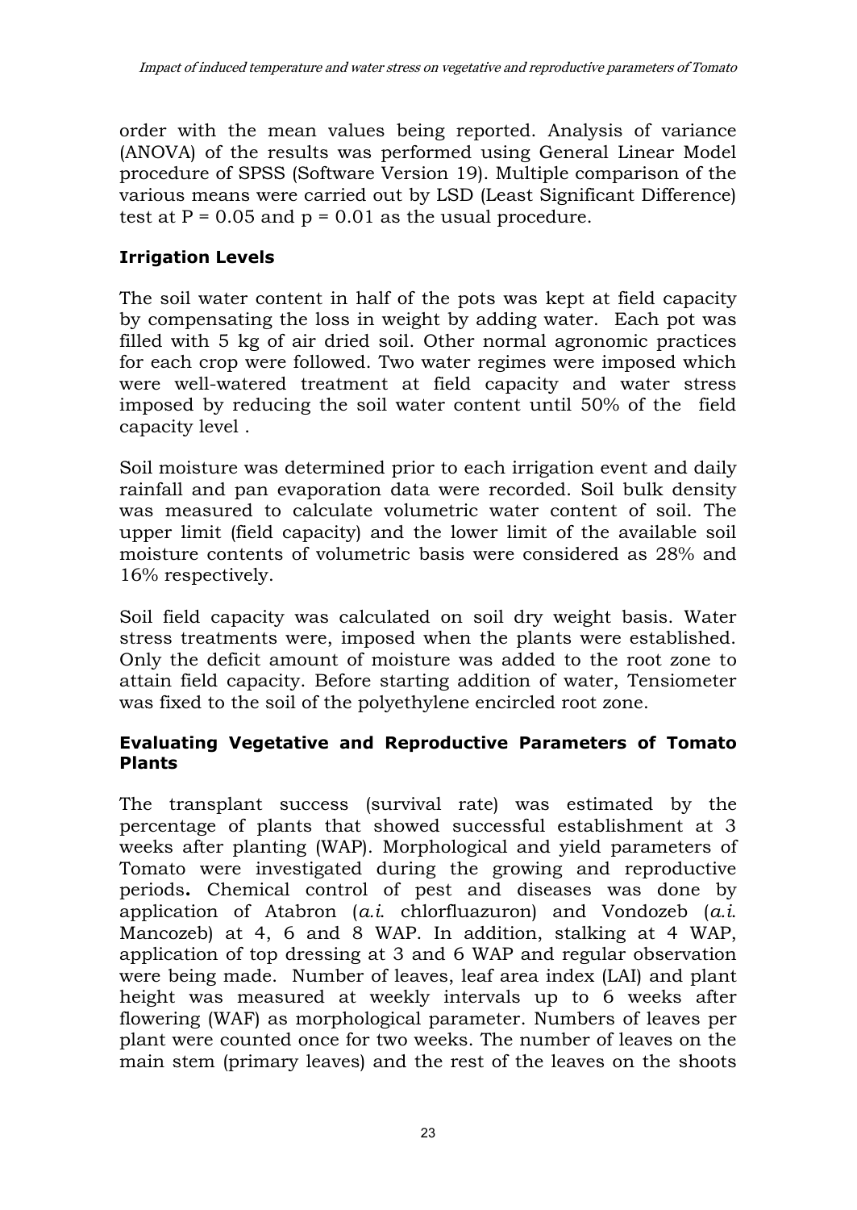order with the mean values being reported. Analysis of variance (ANOVA) of the results was performed using General Linear Model procedure of SPSS (Software Version 19). Multiple comparison of the various means were carried out by LSD (Least Significant Difference) test at $P = 0.05$ and $p = 0.01$ as the usual procedure.

### Irrigation Levels

The soil water content in half of the pots was kept at field capacity by compensating the loss in weight by adding water. Each pot was filled with 5 kg of air dried soil. Other normal agronomic practices for each crop were followed. Two water regimes were imposed which were well-watered treatment at field capacity and water stress imposed by reducing the soil water content until 50% of the field capacity level .

Soil moisture was determined prior to each irrigation event and daily rainfall and pan evaporation data were recorded. Soil bulk density was measured to calculate volumetric water content of soil. The upper limit (field capacity) and the lower limit of the available soil moisture contents of volumetric basis were considered as 28% and 16% respectively.

Soil field capacity was calculated on soil dry weight basis. Water stress treatments were, imposed when the plants were established. Only the deficit amount of moisture was added to the root zone to attain field capacity. Before starting addition of water, Tensiometer was fixed to the soil of the polyethylene encircled root zone.

### Evaluating Vegetative and Reproductive Parameters of Tomato Plants

The transplant success (survival rate) was estimated by the percentage of plants that showed successful establishment at 3 weeks after planting (WAP). Morphological and yield parameters of Tomato were investigated during the growing and reproductive periods**.** Chemical control of pest and diseases was done by application of Atabron (*a.i.* chlorfluazuron) and Vondozeb (*a.i.* Mancozeb) at 4, 6 and 8 WAP. In addition, stalking at 4 WAP, application of top dressing at 3 and 6 WAP and regular observation were being made. Number of leaves, leaf area index (LAI) and plant height was measured at weekly intervals up to 6 weeks after flowering (WAF) as morphological parameter. Numbers of leaves per plant were counted once for two weeks. The number of leaves on the main stem (primary leaves) and the rest of the leaves on the shoots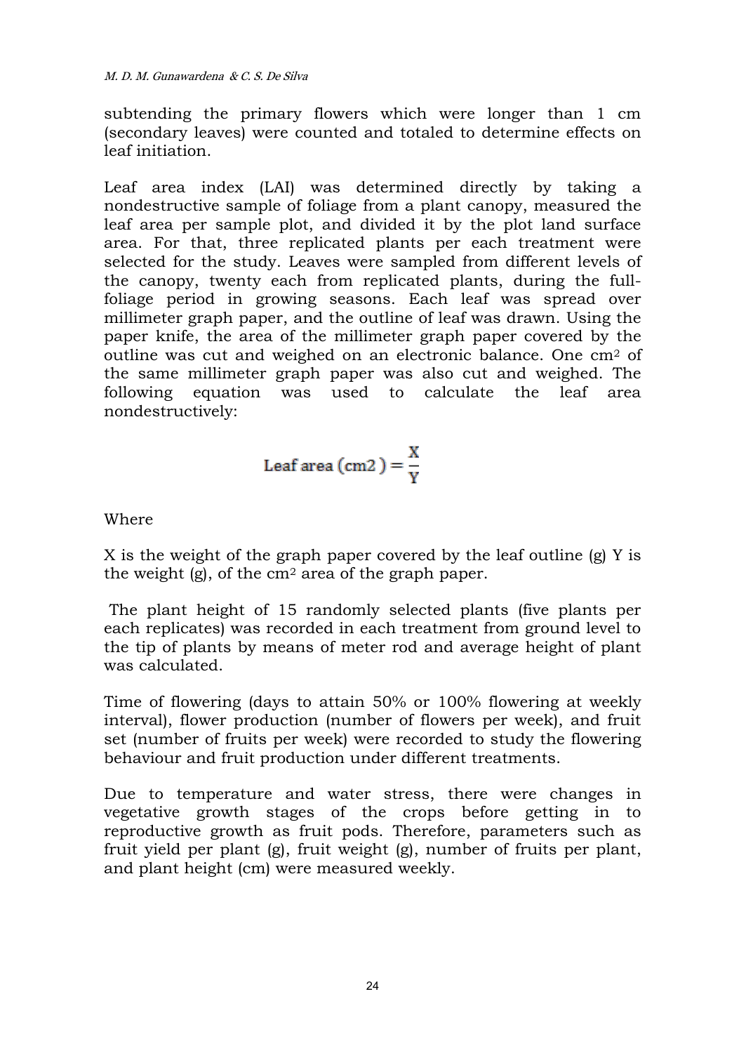subtending the primary flowers which were longer than 1 cm (secondary leaves) were counted and totaled to determine effects on leaf initiation.

Leaf area index (LAI) was determined directly by taking a nondestructive sample of foliage from a plant canopy, measured the leaf area per sample plot, and divided it by the plot land surface area. For that, three replicated plants per each treatment were selected for the study. Leaves were sampled from different levels of the canopy, twenty each from replicated plants, during the full-foliage period in growing seasons. Each leaf was spread over millimeter graph paper, and the outline of leaf was drawn. Using the paper knife, the area of the millimeter graph paper covered by the outline was cut and weighed on an electronic balance. One $cm^2$ of the same millimeter graph paper was also cut and weighed. The following equation was used to calculate the leaf area nondestructively:

$$\text{Leaf area (cm2)} = \frac{X}{Y}$$

Where

X is the weight of the graph paper covered by the leaf outline (g) Y is the weight (g), of the $cm^2$ area of the graph paper.

The plant height of 15 randomly selected plants (five plants per each replicates) was recorded in each treatment from ground level to the tip of plants by means of meter rod and average height of plant was calculated.

Time of flowering (days to attain 50% or 100% flowering at weekly interval), flower production (number of flowers per week), and fruit set (number of fruits per week) were recorded to study the flowering behaviour and fruit production under different treatments.

Due to temperature and water stress, there were changes in vegetative growth stages of the crops before getting in to reproductive growth as fruit pods. Therefore, parameters such as fruit yield per plant (g), fruit weight (g), number of fruits per plant, and plant height (cm) were measured weekly.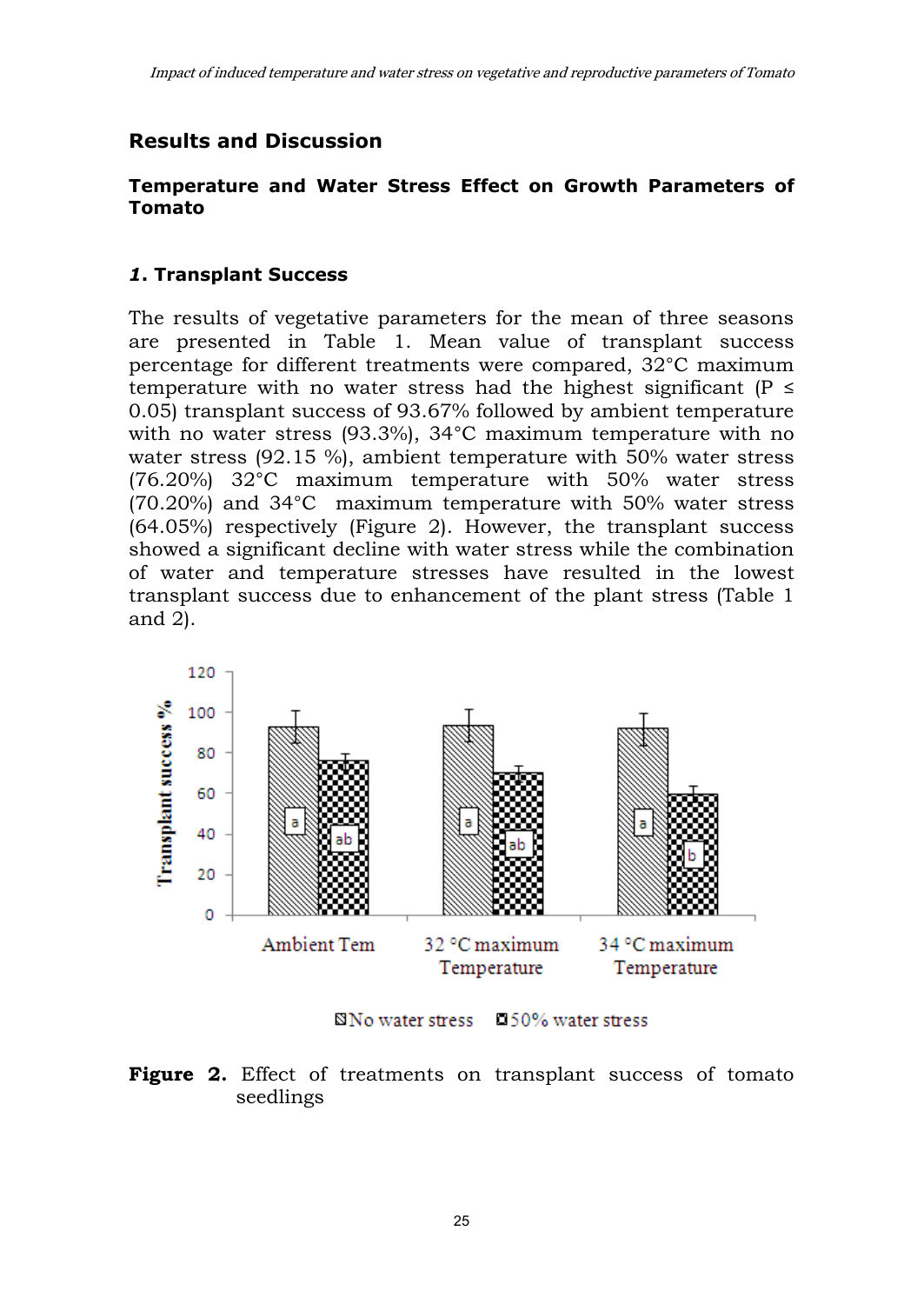## Results and Discussion

### Temperature and Water Stress Effect on Growth Parameters of Tomato

#### *1.* Transplant Success

The results of vegetative parameters for the mean of three seasons are presented in Table 1. Mean value of transplant success percentage for different treatments were compared, 32°C maximum temperature with no water stress had the highest significant ($P \leq 0.05$) transplant success of 93.67% followed by ambient temperature with no water stress (93.3%), 34°C maximum temperature with no water stress (92.15 %), ambient temperature with 50% water stress (76.20%) 32°C maximum temperature with 50% water stress (70.20%) and 34°C maximum temperature with 50% water stress (64.05%) respectively (Figure 2). However, the transplant success showed a significant decline with water stress while the combination of water and temperature stresses have resulted in the lowest transplant success due to enhancement of the plant stress (Table 1 and 2).

**Figure 2.** Effect of treatments on transplant success of tomato seedlings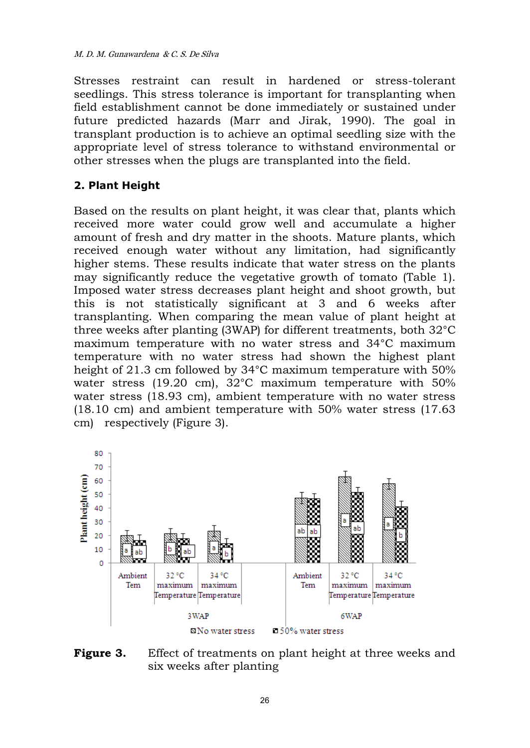Stresses restraint can result in hardened or stress-tolerant seedlings. This stress tolerance is important for transplanting when field establishment cannot be done immediately or sustained under future predicted hazards (Marr and Jirak, 1990). The goal in transplant production is to achieve an optimal seedling size with the appropriate level of stress tolerance to withstand environmental or other stresses when the plugs are transplanted into the field.

## 2. Plant Height

Based on the results on plant height, it was clear that, plants which received more water could grow well and accumulate a higher amount of fresh and dry matter in the shoots. Mature plants, which received enough water without any limitation, had significantly higher stems. These results indicate that water stress on the plants may significantly reduce the vegetative growth of tomato (Table 1). Imposed water stress decreases plant height and shoot growth, but this is not statistically significant at 3 and 6 weeks after transplanting. When comparing the mean value of plant height at three weeks after planting (3WAP) for different treatments, both 32°C maximum temperature with no water stress and 34°C maximum temperature with no water stress had shown the highest plant height of 21.3 cm followed by 34°C maximum temperature with 50% water stress (19.20 cm), 32°C maximum temperature with 50% water stress (18.93 cm), ambient temperature with no water stress (18.10 cm) and ambient temperature with 50% water stress (17.63 cm) respectively (Figure 3).

**Figure 3.** Effect of treatments on plant height at three weeks and six weeks after planting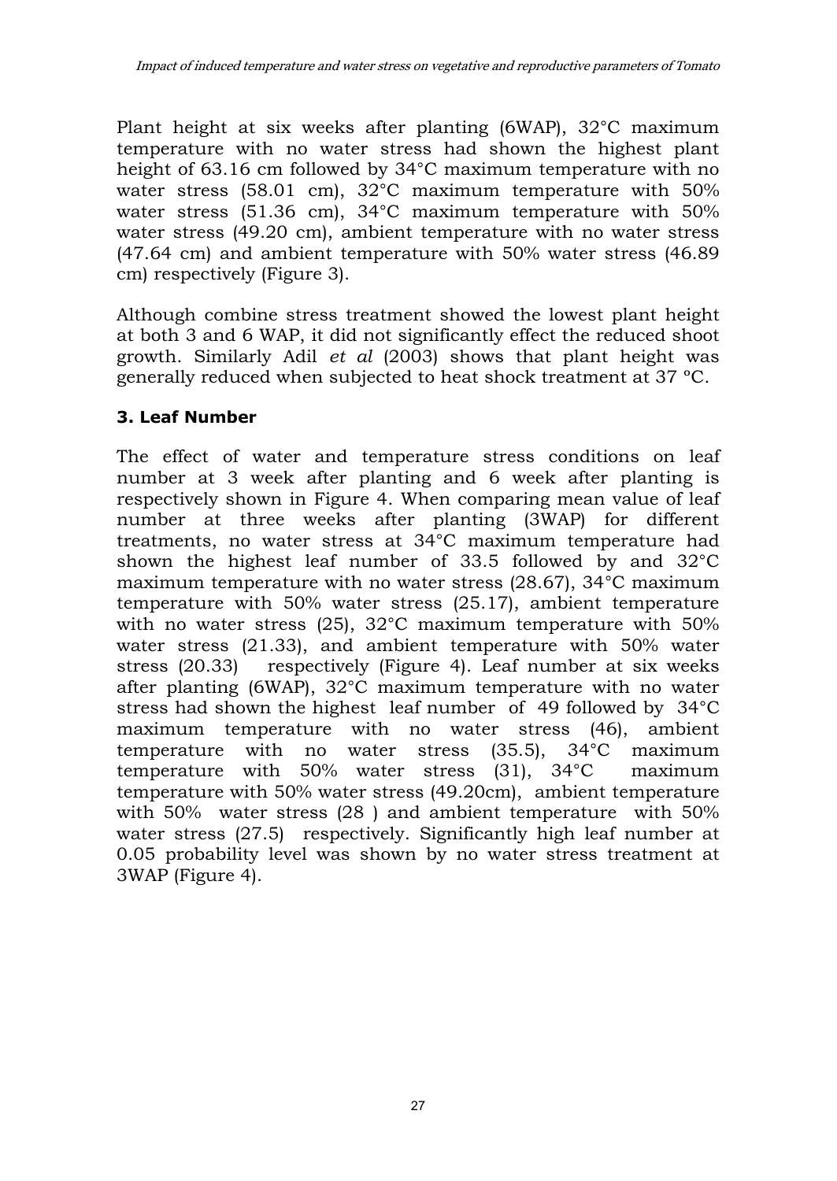Plant height at six weeks after planting (6WAP), 32°C maximum temperature with no water stress had shown the highest plant height of 63.16 cm followed by 34°C maximum temperature with no water stress (58.01 cm), 32°C maximum temperature with 50% water stress (51.36 cm), 34°C maximum temperature with 50% water stress (49.20 cm), ambient temperature with no water stress (47.64 cm) and ambient temperature with 50% water stress (46.89 cm) respectively (Figure 3).

Although combine stress treatment showed the lowest plant height at both 3 and 6 WAP, it did not significantly effect the reduced shoot growth. Similarly Adil *et al* (2003) shows that plant height was generally reduced when subjected to heat shock treatment at 37 ºC.

### 3. Leaf Number

The effect of water and temperature stress conditions on leaf number at 3 week after planting and 6 week after planting is respectively shown in Figure 4. When comparing mean value of leaf number at three weeks after planting (3WAP) for different treatments, no water stress at 34°C maximum temperature had shown the highest leaf number of 33.5 followed by and 32°C maximum temperature with no water stress (28.67), 34°C maximum temperature with 50% water stress (25.17), ambient temperature with no water stress (25), 32°C maximum temperature with 50% water stress (21.33), and ambient temperature with 50% water stress (20.33) respectively (Figure 4). Leaf number at six weeks after planting (6WAP), 32°C maximum temperature with no water stress had shown the highest leaf number of 49 followed by 34°C maximum temperature with no water stress (46), ambient temperature with no water stress (35.5), 34°C maximum temperature with 50% water stress (31), 34°C maximum temperature with 50% water stress (49.20cm), ambient temperature with 50% water stress (28 ) and ambient temperature with 50% water stress (27.5) respectively. Significantly high leaf number at 0.05 probability level was shown by no water stress treatment at 3WAP (Figure 4).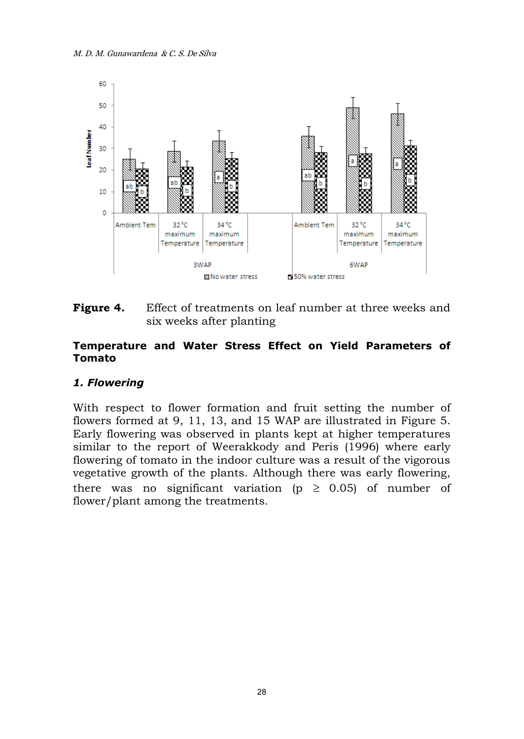**Figure 4.** Effect of treatments on leaf number at three weeks and six weeks after planting

## Temperature and Water Stress Effect on Yield Parameters of Tomato

### *1. Flowering*

With respect to flower formation and fruit setting the number of flowers formed at 9, 11, 13, and 15 WAP are illustrated in Figure 5. Early flowering was observed in plants kept at higher temperatures similar to the report of Weerakkody and Peris (1996) where early flowering of tomato in the indoor culture was a result of the vigorous vegetative growth of the plants. Although there was early flowering, there was no significant variation ($p \geq 0.05$) of number of flower/plant among the treatments.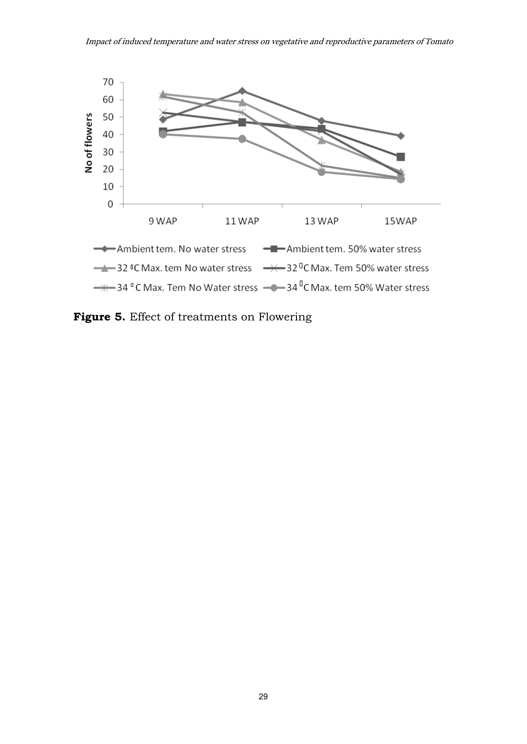Figure 5. Effect of treatments on Flowering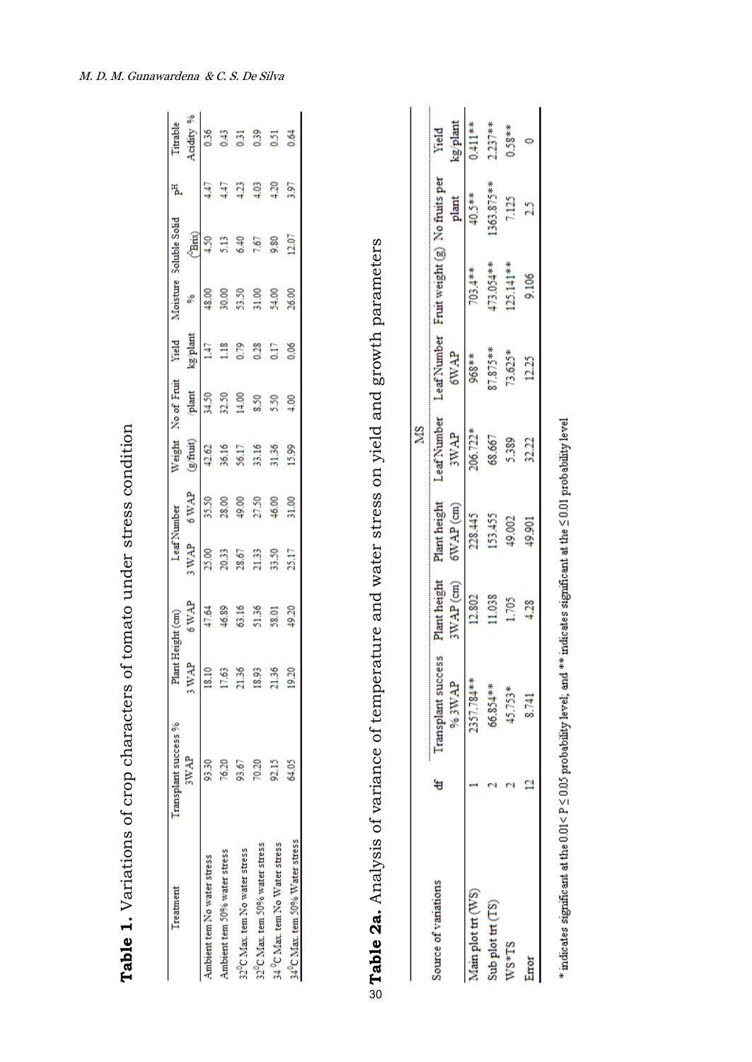**Table 1.** Variations of crop characters of tomato under stress condition

| Treatment | Transplant success % 3WAP | Plant Height (cm) 3 WAP | Plant Height (cm) 6 WAP | Leaf Number 3 WAP | Leaf Number 6 WAP | Weight (g/fruit) | No of Fruit /plant | Yield kg/plant | Moisture % | Soluble Solid (°Brix) | pH | Titrable Acidity % |
|---|---|---|---|---|---|---|---|---|---|---|---|---|
| Ambient tem No water stress | 93.30 | 18.10 | 47.64 | 25.00 | 35.50 | 42.62 | 34.50 | 1.47 | 48.00 | 4.50 | 4.47 | 0.36 |
| Ambient tem 50% water stress | 76.20 | 17.63 | 46.89 | 20.33 | 28.00 | 36.16 | 32.50 | 1.18 | 30.00 | 5.13 | 4.47 | 0.43 |
| 32°C Max. tem No water stress | 93.67 | 21.36 | 63.16 | 28.67 | 49.00 | 56.17 | 14.00 | 0.79 | 53.50 | 6.40 | 4.23 | 0.31 |
| 32°C Max. tem 50% water stress | 70.20 | 18.93 | 51.36 | 21.33 | 27.50 | 33.16 | 8.50 | 0.28 | 31.00 | 7.67 | 4.03 | 0.39 |
| 34 °C Max. tem No Water stress | 92.15 | 21.36 | 58.01 | 33.50 | 46.00 | 31.36 | 5.50 | 0.17 | 54.00 | 9.80 | 4.20 | 0.51 |
| 34°C Max. tem 50% Water stress | 64.05 | 19.20 | 49.20 | 25.17 | 31.00 | 15.99 | 4.00 | 0.06 | 26.00 | 12.07 | 3.97 | 0.64 |

**Table 2a.** Analysis of variance of temperature and water stress on yield and growth parameters

| Source of variations | df | MS Transplant success % 3WAP | Plant height 3WAP (cm) | Plant height 6WAP (cm) | Leaf Number 3WAP | Leaf Number 6WAP | Fruit weight (g) | No fruits per plant | Yield kg/plant |
|---|---|---|---|---|---|---|---|---|---|
| Main plot trt (WS) | 1 | 2357.784** | 12.802 | 228.445 | 206.722* | 968** | 703.4** | 40.5** | 0.411** |
| Sub plot trt (TS) | 2 | 66.854** | 11.038 | 153.455 | 68.667 | 87.875** | 473.054** | 1363.875** | 2.237** |
| WS*TS | 2 | 45.753* | 1.705 | 49.002 | 5.389 | 73.625* | 125.141** | 7.125 | 0.58** |
| Error | 12 | 8.741 | 4.28 | 49.901 | 32.22 | 12.25 | 9.106 | 2.5 | 0 |

\* indicates significant at the 0.01< P ≤ 0.05 probability level; and ** indicates significant at the ≤ 0.01 probability level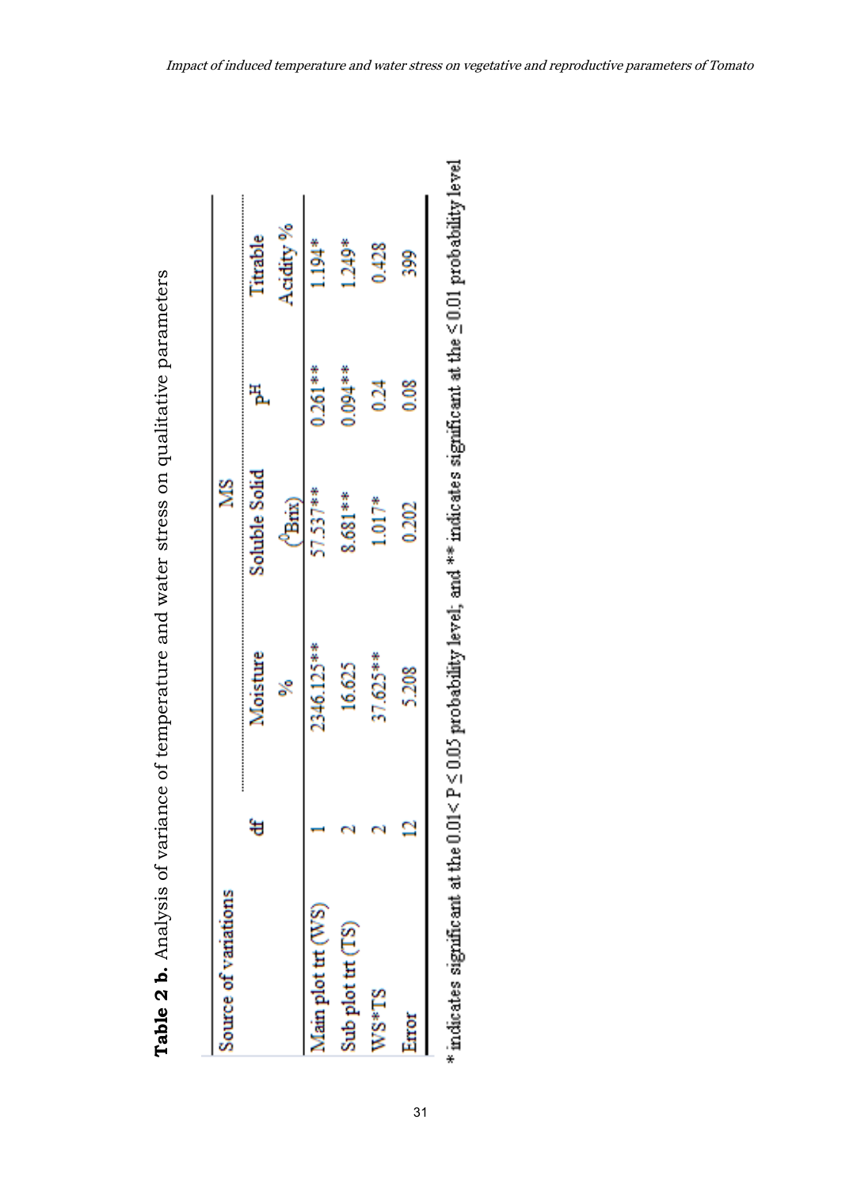**Table 2 b.** Analysis of variance of temperature and water stress on qualitative parameters

| Source of variations | df | MS | | | |
|---|---|---|---|---|---|
| | | Moisture % | Soluble Solid (⁰Brix) | pH | Titrable Acidity % |
| Main plot trt (WS) | 1 | 2346.125** | 57.537** | 0.261** | 1.194* |
| Sub plot trt (TS) | 2 | 16.625 | 8.681** | 0.094** | 1.249* |
| WS*TS | 2 | 37.625** | 1.017* | 0.24 | 0.428 |
| Error | 12 | 5.208 | 0.202 | 0.08 | 399 |

* indicates significant at the $0.01 < P \leq 0.05$ probability level; and ** indicates significant at the $\leq 0.01$ probability level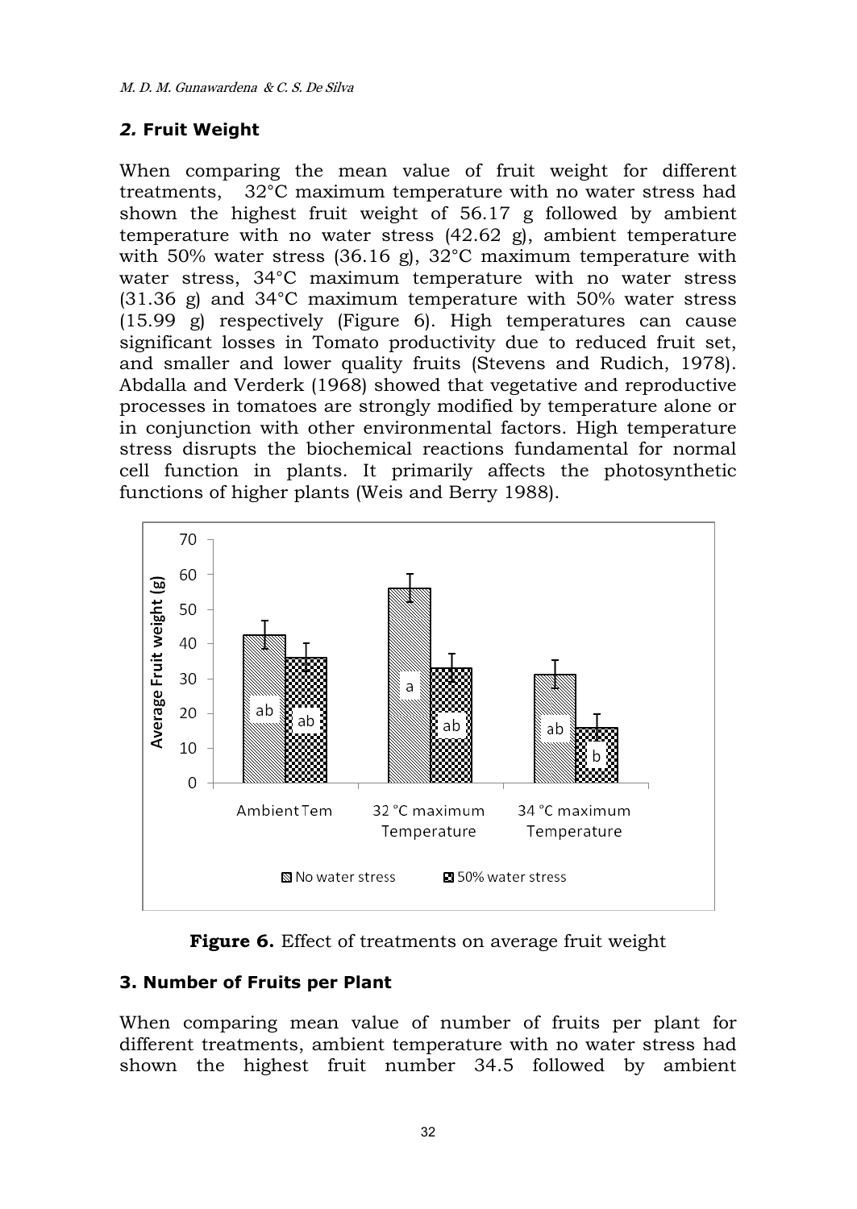## *2.* Fruit Weight

When comparing the mean value of fruit weight for different treatments, 32°C maximum temperature with no water stress had shown the highest fruit weight of 56.17 g followed by ambient temperature with no water stress (42.62 g), ambient temperature with 50% water stress (36.16 g), 32°C maximum temperature with water stress, 34°C maximum temperature with no water stress (31.36 g) and 34°C maximum temperature with 50% water stress (15.99 g) respectively (Figure 6). High temperatures can cause significant losses in Tomato productivity due to reduced fruit set, and smaller and lower quality fruits (Stevens and Rudich, 1978). Abdalla and Verderk (1968) showed that vegetative and reproductive processes in tomatoes are strongly modified by temperature alone or in conjunction with other environmental factors. High temperature stress disrupts the biochemical reactions fundamental for normal cell function in plants. It primarily affects the photosynthetic functions of higher plants (Weis and Berry 1988).

**Figure 6.** Effect of treatments on average fruit weight

## 3. Number of Fruits per Plant

When comparing mean value of number of fruits per plant for different treatments, ambient temperature with no water stress had shown the highest fruit number 34.5 followed by ambient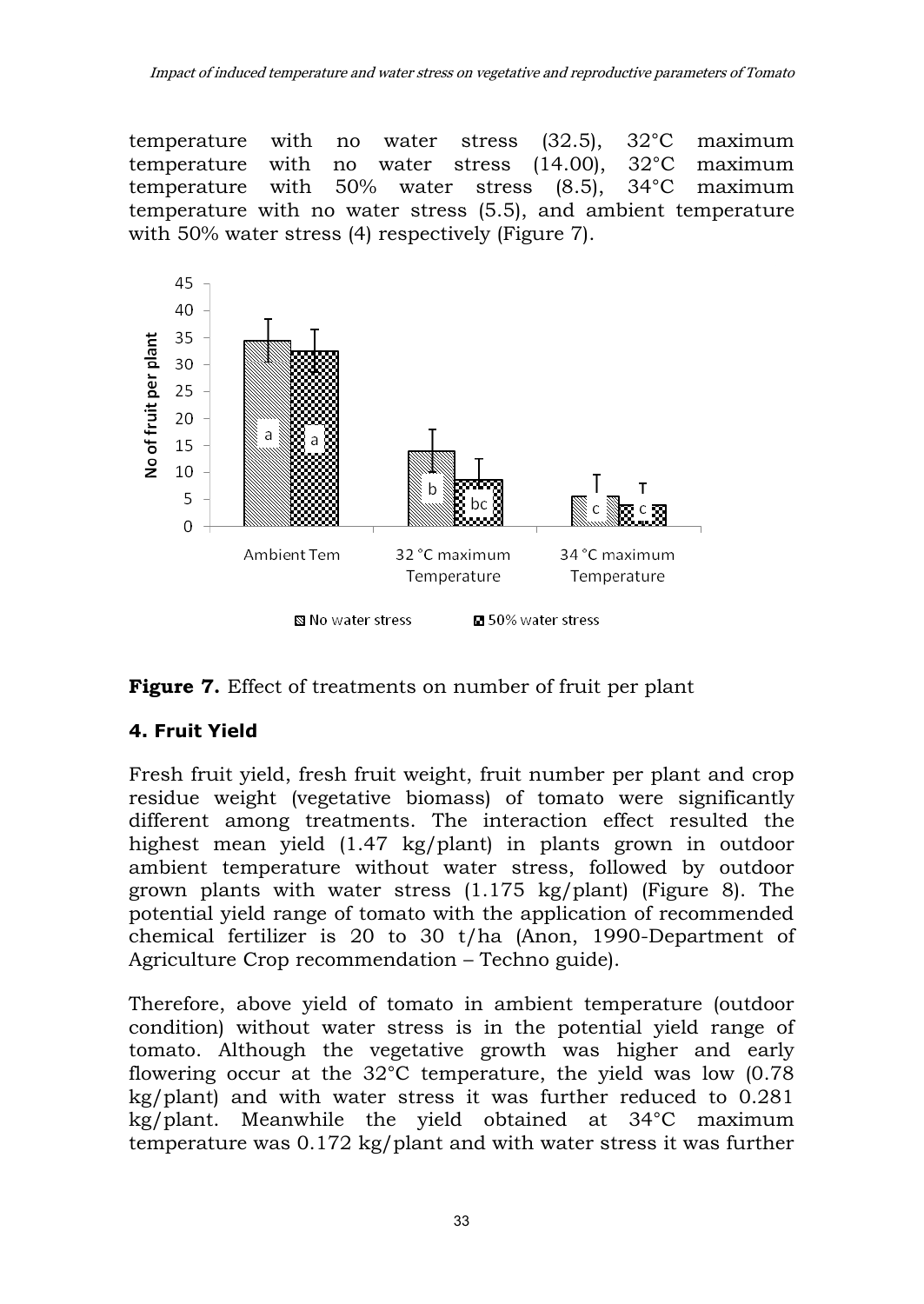temperature with no water stress (32.5), 32°C maximum temperature with no water stress (14.00), 32°C maximum temperature with 50% water stress (8.5), 34°C maximum temperature with no water stress (5.5), and ambient temperature with 50% water stress (4) respectively (Figure 7).

**Figure 7.** Effect of treatments on number of fruit per plant

### 4. Fruit Yield

Fresh fruit yield, fresh fruit weight, fruit number per plant and crop residue weight (vegetative biomass) of tomato were significantly different among treatments. The interaction effect resulted the highest mean yield (1.47 kg/plant) in plants grown in outdoor ambient temperature without water stress, followed by outdoor grown plants with water stress (1.175 kg/plant) (Figure 8). The potential yield range of tomato with the application of recommended chemical fertilizer is 20 to 30 t/ha (Anon, 1990-Department of Agriculture Crop recommendation – Techno guide).

Therefore, above yield of tomato in ambient temperature (outdoor condition) without water stress is in the potential yield range of tomato. Although the vegetative growth was higher and early flowering occur at the 32°C temperature, the yield was low (0.78 kg/plant) and with water stress it was further reduced to 0.281 kg/plant. Meanwhile the yield obtained at 34°C maximum temperature was 0.172 kg/plant and with water stress it was further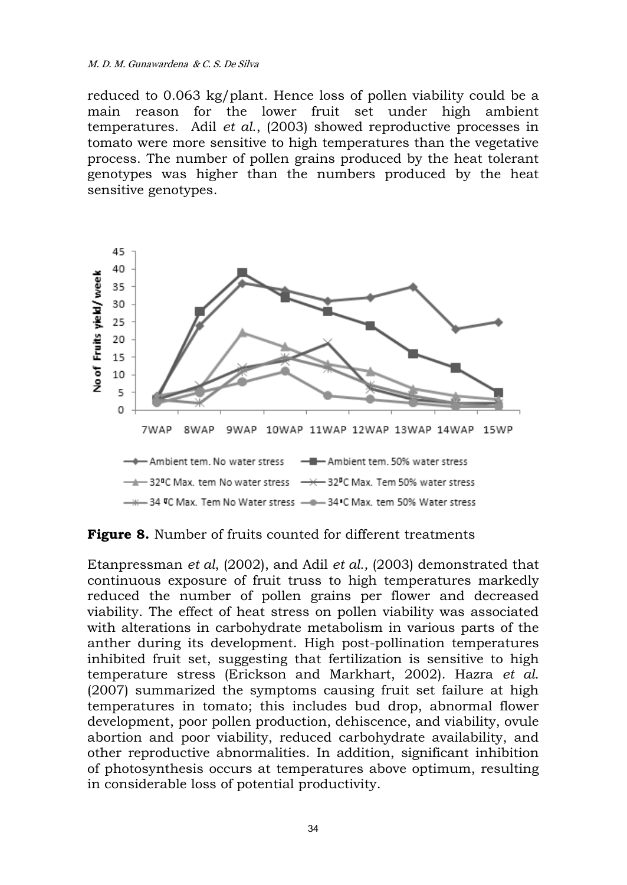reduced to 0.063 kg/plant. Hence loss of pollen viability could be a main reason for the lower fruit set under high ambient temperatures. Adil *et al*., (2003) showed reproductive processes in tomato were more sensitive to high temperatures than the vegetative process. The number of pollen grains produced by the heat tolerant genotypes was higher than the numbers produced by the heat sensitive genotypes.

**Figure 8.** Number of fruits counted for different treatments

Etanpressman *et al*, (2002), and Adil *et al.,* (2003) demonstrated that continuous exposure of fruit truss to high temperatures markedly reduced the number of pollen grains per flower and decreased viability. The effect of heat stress on pollen viability was associated with alterations in carbohydrate metabolism in various parts of the anther during its development. High post-pollination temperatures inhibited fruit set, suggesting that fertilization is sensitive to high temperature stress (Erickson and Markhart, 2002). Hazra *et al*. (2007) summarized the symptoms causing fruit set failure at high temperatures in tomato; this includes bud drop, abnormal flower development, poor pollen production, dehiscence, and viability, ovule abortion and poor viability, reduced carbohydrate availability, and other reproductive abnormalities. In addition, significant inhibition of photosynthesis occurs at temperatures above optimum, resulting in considerable loss of potential productivity.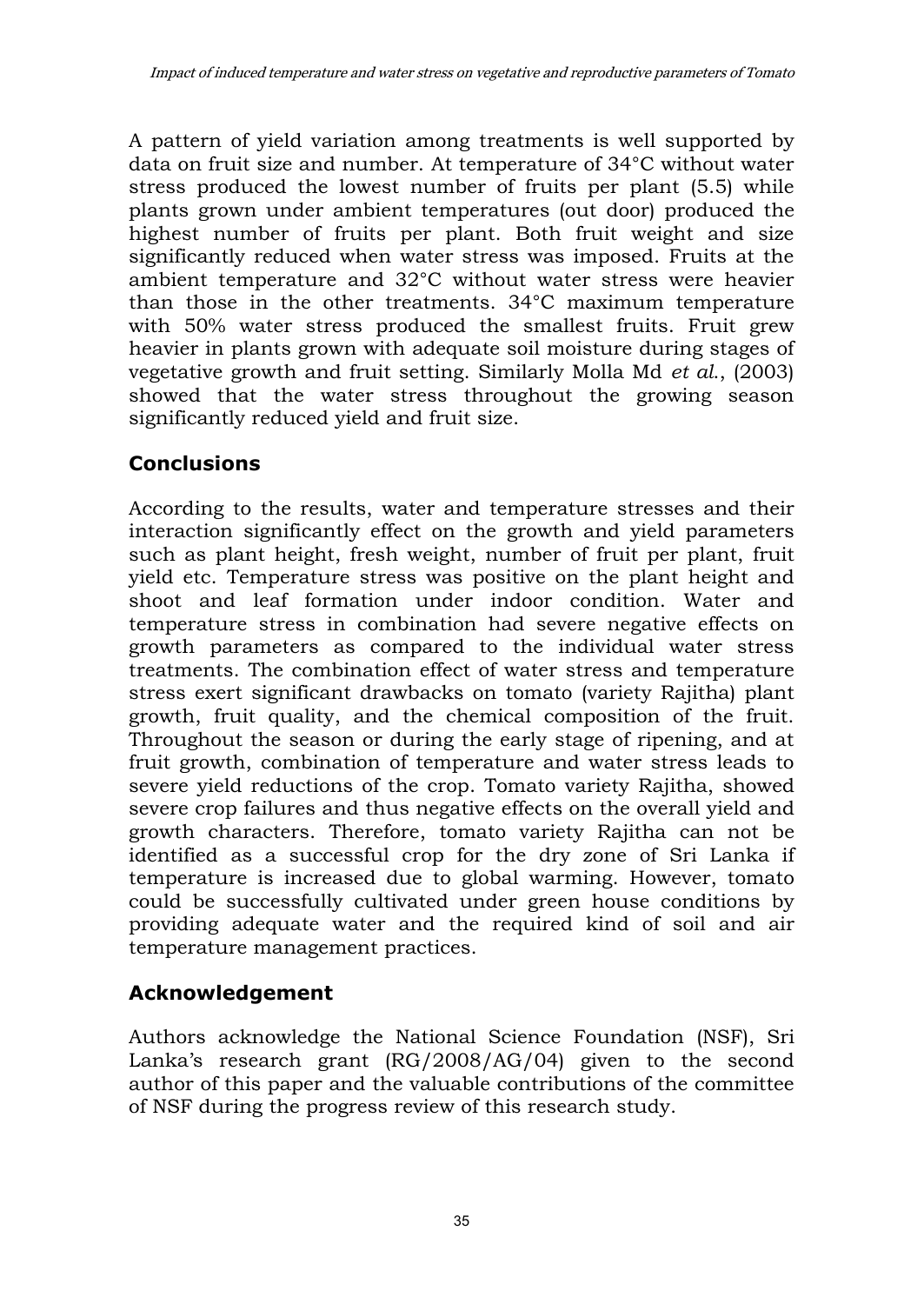A pattern of yield variation among treatments is well supported by data on fruit size and number. At temperature of 34°C without water stress produced the lowest number of fruits per plant (5.5) while plants grown under ambient temperatures (out door) produced the highest number of fruits per plant. Both fruit weight and size significantly reduced when water stress was imposed. Fruits at the ambient temperature and 32°C without water stress were heavier than those in the other treatments. 34°C maximum temperature with 50% water stress produced the smallest fruits. Fruit grew heavier in plants grown with adequate soil moisture during stages of vegetative growth and fruit setting. Similarly Molla Md *et al.*, (2003) showed that the water stress throughout the growing season significantly reduced yield and fruit size.

## Conclusions

According to the results, water and temperature stresses and their interaction significantly effect on the growth and yield parameters such as plant height, fresh weight, number of fruit per plant, fruit yield etc. Temperature stress was positive on the plant height and shoot and leaf formation under indoor condition. Water and temperature stress in combination had severe negative effects on growth parameters as compared to the individual water stress treatments. The combination effect of water stress and temperature stress exert significant drawbacks on tomato (variety Rajitha) plant growth, fruit quality, and the chemical composition of the fruit. Throughout the season or during the early stage of ripening, and at fruit growth, combination of temperature and water stress leads to severe yield reductions of the crop. Tomato variety Rajitha, showed severe crop failures and thus negative effects on the overall yield and growth characters. Therefore, tomato variety Rajitha can not be identified as a successful crop for the dry zone of Sri Lanka if temperature is increased due to global warming. However, tomato could be successfully cultivated under green house conditions by providing adequate water and the required kind of soil and air temperature management practices.

## Acknowledgement

Authors acknowledge the National Science Foundation (NSF), Sri Lanka's research grant (RG/2008/AG/04) given to the second author of this paper and the valuable contributions of the committee of NSF during the progress review of this research study.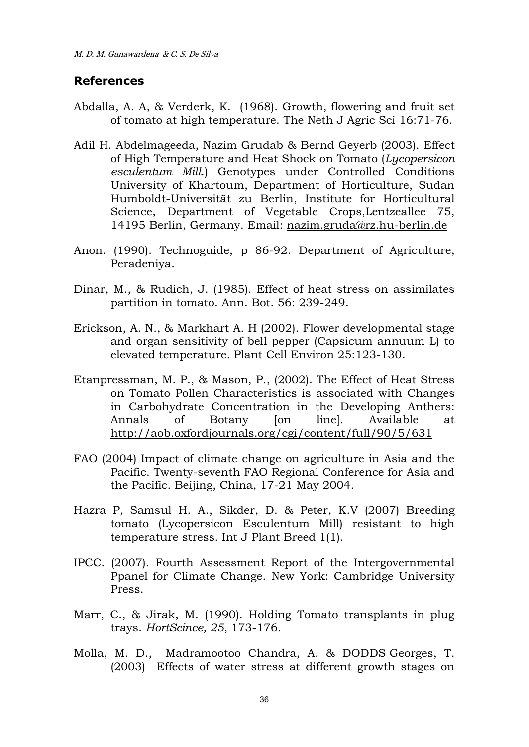## References

Abdalla, A. A, & Verderk, K. (1968). Growth, flowering and fruit set of tomato at high temperature. The Neth J Agric Sci 16:71-76.

Adil H. Abdelmageeda, Nazim Grudab & Bernd Geyerb (2003). Effect of High Temperature and Heat Shock on Tomato (*Lycopersicon esculentum Mill.*) Genotypes under Controlled Conditions University of Khartoum, Department of Horticulture, Sudan Humboldt-Universität zu Berlin, Institute for Horticultural Science, Department of Vegetable Crops,Lentzeallee 75, 14195 Berlin, Germany. Email: nazim.gruda@rz.hu-berlin.de

Anon. (1990). Technoguide, p 86-92. Department of Agriculture, Peradeniya.

Dinar, M., & Rudich, J. (1985). Effect of heat stress on assimilates partition in tomato. Ann. Bot. 56: 239-249.

Erickson, A. N., & Markhart A. H (2002). Flower developmental stage and organ sensitivity of bell pepper (Capsicum annuum L) to elevated temperature. Plant Cell Environ 25:123-130.

Etanpressman, M. P., & Mason, P., (2002). The Effect of Heat Stress on Tomato Pollen Characteristics is associated with Changes in Carbohydrate Concentration in the Developing Anthers: Annals of Botany [on line]. Available at http://aob.oxfordjournals.org/cgi/content/full/90/5/631

FAO (2004) Impact of climate change on agriculture in Asia and the Pacific. Twenty-seventh FAO Regional Conference for Asia and the Pacific. Beijing, China, 17-21 May 2004.

Hazra P, Samsul H. A., Sikder, D. & Peter, K.V (2007) Breeding tomato (Lycopersicon Esculentum Mill) resistant to high temperature stress. Int J Plant Breed 1(1).

IPCC. (2007). Fourth Assessment Report of the Intergovernmental Ppanel for Climate Change. New York: Cambridge University Press.

Marr, C., & Jirak, M. (1990). Holding Tomato transplants in plug trays. *HortScince, 25*, 173-176.

Molla, M. D., Madramootoo Chandra, A. & DODDS Georges, T. (2003) Effects of water stress at different growth stages on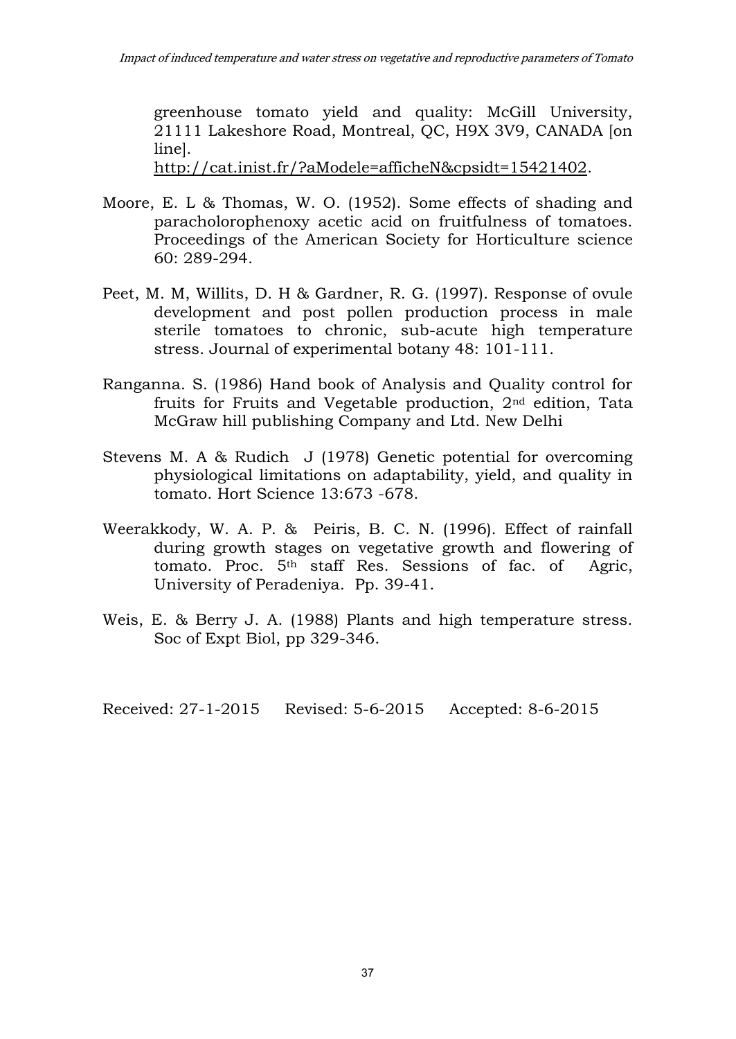greenhouse tomato yield and quality: McGill University, 21111 Lakeshore Road, Montreal, QC, H9X 3V9, CANADA [on line]. http://cat.inist.fr/?aModele=afficheN&cpsidt=15421402.

Moore, E. L & Thomas, W. O. (1952). Some effects of shading and paracholorophenoxy acetic acid on fruitfulness of tomatoes. Proceedings of the American Society for Horticulture science 60: 289-294.

Peet, M. M, Willits, D. H & Gardner, R. G. (1997). Response of ovule development and post pollen production process in male sterile tomatoes to chronic, sub-acute high temperature stress. Journal of experimental botany 48: 101-111.

Ranganna. S. (1986) Hand book of Analysis and Quality control for fruits for Fruits and Vegetable production, 2nd edition, Tata McGraw hill publishing Company and Ltd. New Delhi

Stevens M. A & Rudich J (1978) Genetic potential for overcoming physiological limitations on adaptability, yield, and quality in tomato. Hort Science 13:673 -678.

Weerakkody, W. A. P. & Peiris, B. C. N. (1996). Effect of rainfall during growth stages on vegetative growth and flowering of tomato. Proc. 5th staff Res. Sessions of fac. of Agric, University of Peradeniya. Pp. 39-41.

Weis, E. & Berry J. A. (1988) Plants and high temperature stress. Soc of Expt Biol, pp 329-346.

Received: 27-1-2015 Revised: 5-6-2015 Accepted: 8-6-2015